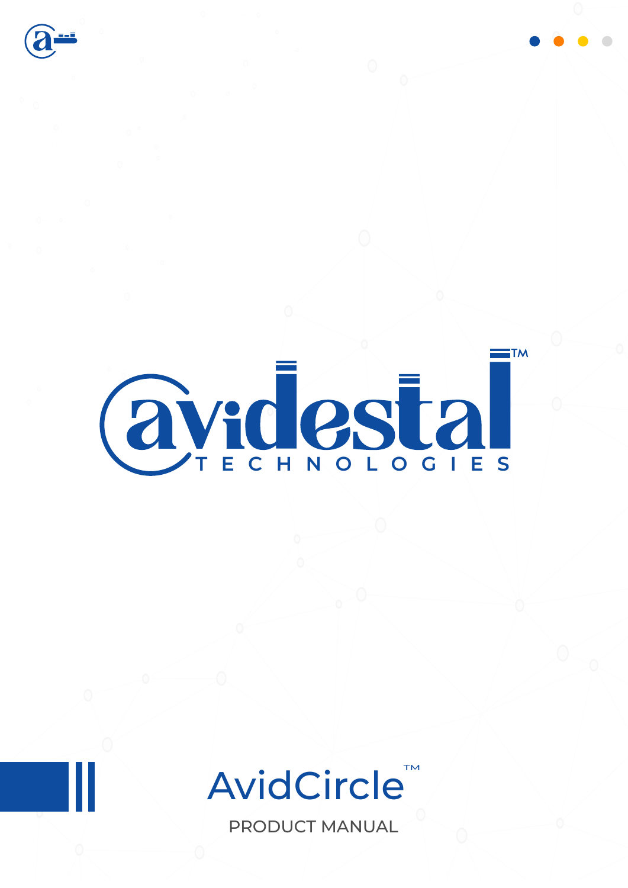avidestal™

TECHNOLOGIES

# AvidCircle™

PRODUCT MANUAL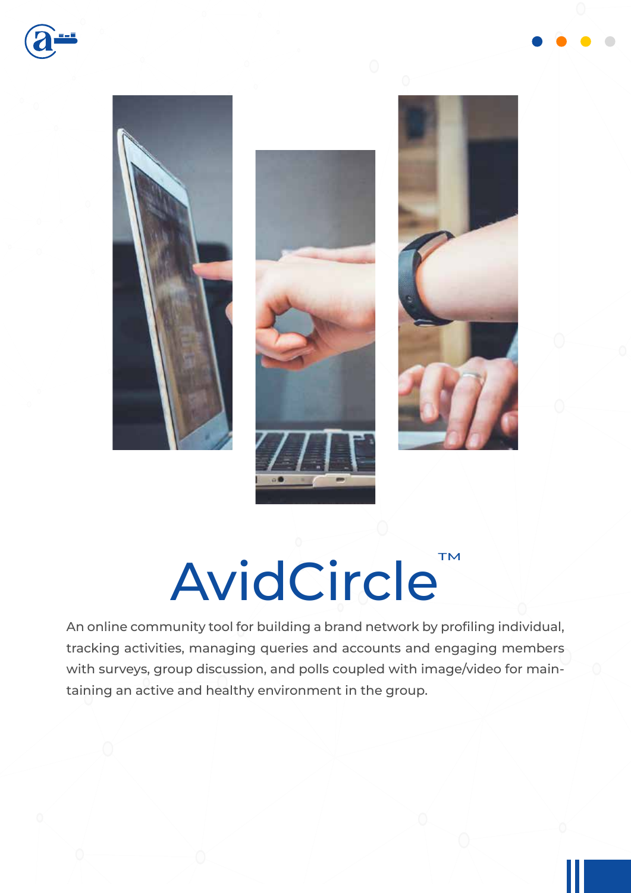# AvidCircle™

An online community tool for building a brand network by profiling individual, tracking activities, managing queries and accounts and engaging members with surveys, group discussion, and polls coupled with image/video for maintaining an active and healthy environment in the group.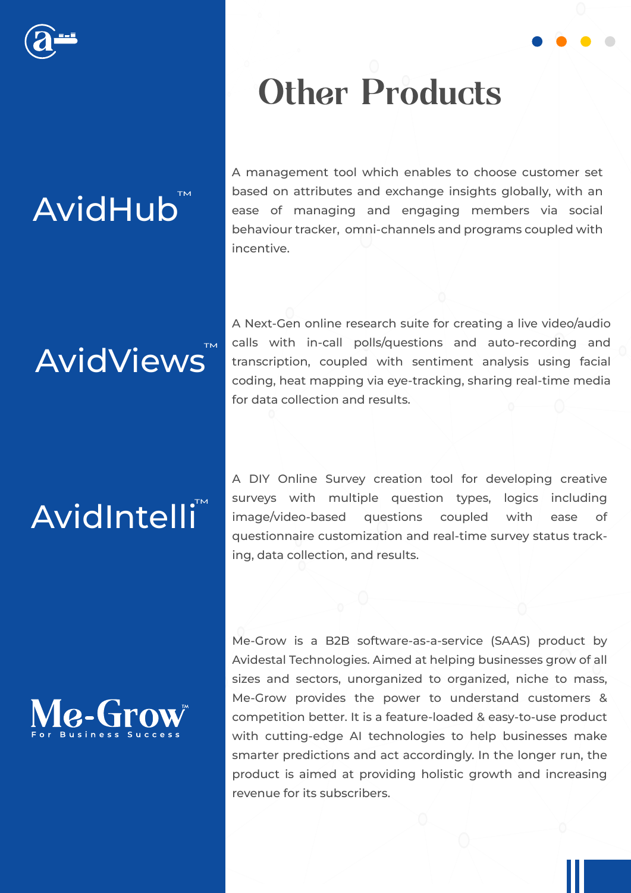# Other Products

## AvidHub™

A management tool which enables to choose customer set based on attributes and exchange insights globally, with an ease of managing and engaging members via social behaviour tracker, omni-channels and programs coupled with incentive.

## AvidViews™

A Next-Gen online research suite for creating a live video/audio calls with in-call polls/questions and auto-recording and transcription, coupled with sentiment analysis using facial coding, heat mapping via eye-tracking, sharing real-time media for data collection and results.

## AvidIntelli™

A DIY Online Survey creation tool for developing creative surveys with multiple question types, logics including image/video-based questions coupled with ease of questionnaire customization and real-time survey status tracking, data collection, and results.

## Me-Grow™

For Business Success

Me-Grow is a B2B software-as-a-service (SAAS) product by Avidestal Technologies. Aimed at helping businesses grow of all sizes and sectors, unorganized to organized, niche to mass, Me-Grow provides the power to understand customers & competition better. It is a feature-loaded & easy-to-use product with cutting-edge AI technologies to help businesses make smarter predictions and act accordingly. In the longer run, the product is aimed at providing holistic growth and increasing revenue for its subscribers.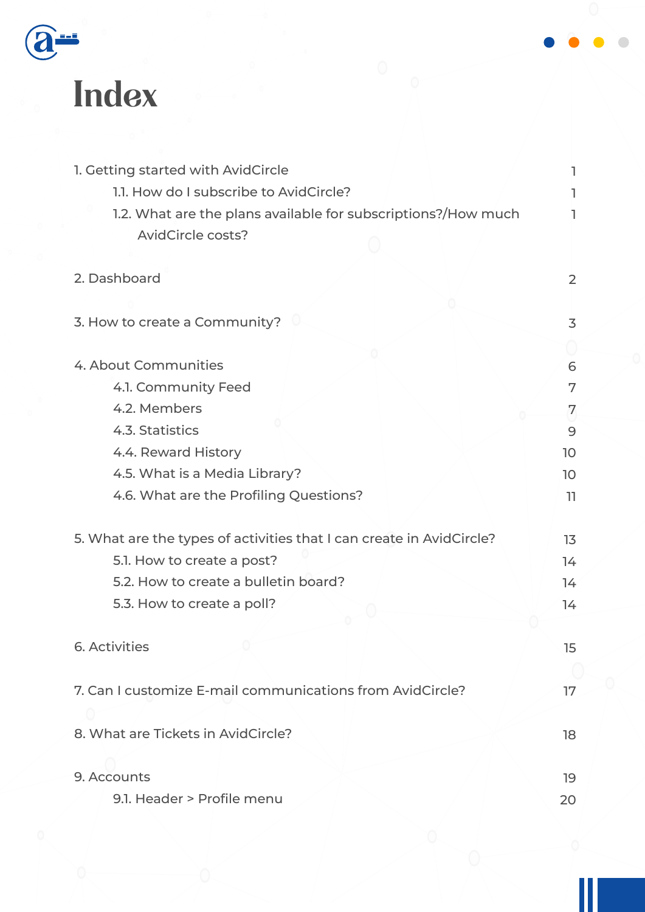# Index

| | |
|---|---|
| 1. Getting started with AvidCircle | 1 |
| 1.1. How do I subscribe to AvidCircle? | 1 |
| 1.2. What are the plans available for subscriptions?/How much AvidCircle costs? | 1 |
| 2. Dashboard | 2 |
| 3. How to create a Community? | 3 |
| 4. About Communities | 6 |
| 4.1. Community Feed | 7 |
| 4.2. Members | 7 |
| 4.3. Statistics | 9 |
| 4.4. Reward History | 10 |
| 4.5. What is a Media Library? | 10 |
| 4.6. What are the Profiling Questions? | 11 |
| 5. What are the types of activities that I can create in AvidCircle? | 13 |
| 5.1. How to create a post? | 14 |
| 5.2. How to create a bulletin board? | 14 |
| 5.3. How to create a poll? | 14 |
| 6. Activities | 15 |
| 7. Can I customize E-mail communications from AvidCircle? | 17 |
| 8. What are Tickets in AvidCircle? | 18 |
| 9. Accounts | 19 |
| 9.1. Header > Profile menu | 20 |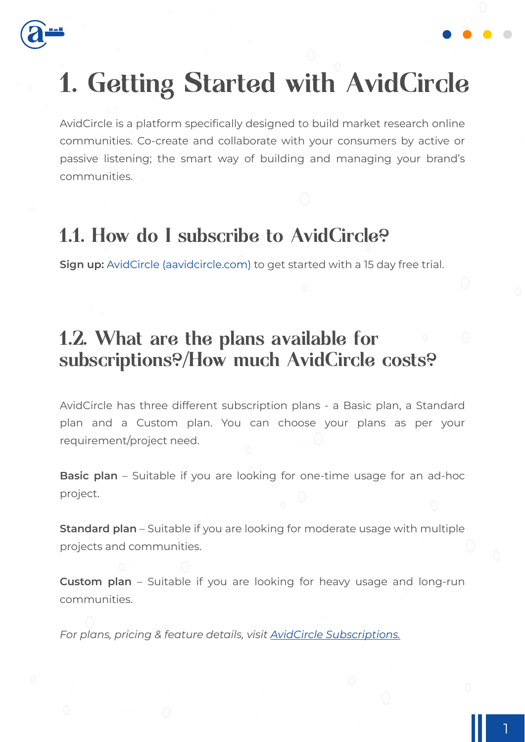# 1. Getting Started with AvidCircle

AvidCircle is a platform specifically designed to build market research online communities. Co-create and collaborate with your consumers by active or passive listening; the smart way of building and managing your brand's communities.

## 1.1. How do I subscribe to AvidCircle?

**Sign up:** AvidCircle (aavidcircle.com) to get started with a 15 day free trial.

## 1.2. What are the plans available for subscriptions?/How much AvidCircle costs?

AvidCircle has three different subscription plans - a Basic plan, a Standard plan and a Custom plan. You can choose your plans as per your requirement/project need.

**Basic plan** – Suitable if you are looking for one-time usage for an ad-hoc project.

**Standard plan** – Suitable if you are looking for moderate usage with multiple projects and communities.

**Custom plan** – Suitable if you are looking for heavy usage and long-run communities.

*For plans, pricing & feature details, visit AvidCircle Subscriptions.*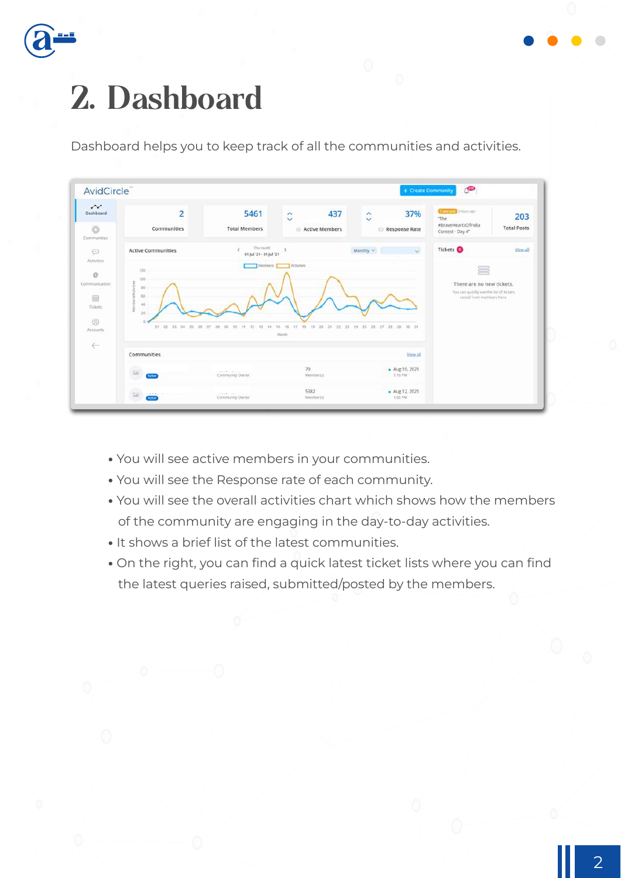# 2. Dashboard

Dashboard helps you to keep track of all the communities and activities.

- You will see active members in your communities.
- You will see the Response rate of each community.
- You will see the overall activities chart which shows how the members of the community are engaging in the day-to-day activities.
- It shows a brief list of the latest communities.
- On the right, you can find a quick latest ticket lists where you can find the latest queries raised, submitted/posted by the members.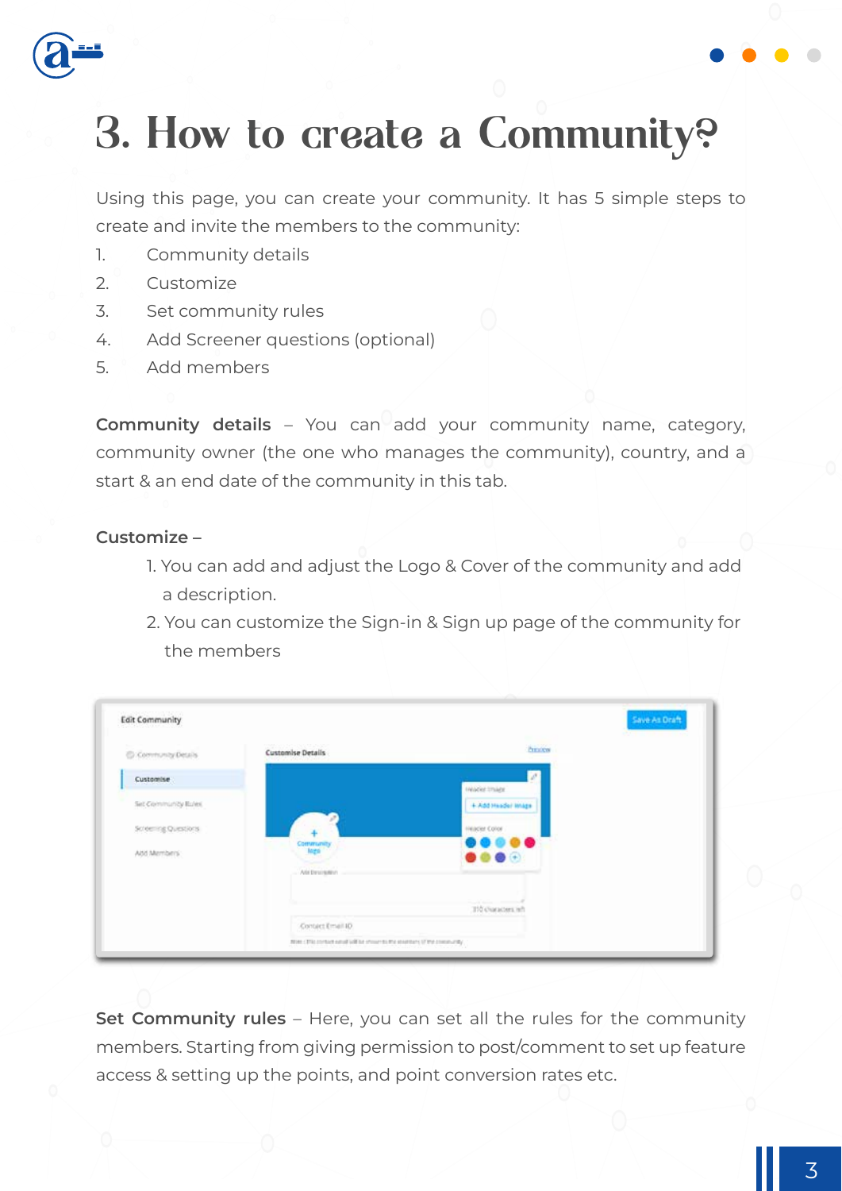# 3. How to create a Community?

Using this page, you can create your community. It has 5 simple steps to create and invite the members to the community:

1. Community details
2. Customize
3. Set community rules
4. Add Screener questions (optional)
5. Add members

**Community details** – You can add your community name, category, community owner (the one who manages the community), country, and a start & an end date of the community in this tab.

**Customize** –

1. You can add and adjust the Logo & Cover of the community and add a description.
2. You can customize the Sign-in & Sign up page of the community for the members

**Set Community rules** – Here, you can set all the rules for the community members. Starting from giving permission to post/comment to set up feature access & setting up the points, and point conversion rates etc.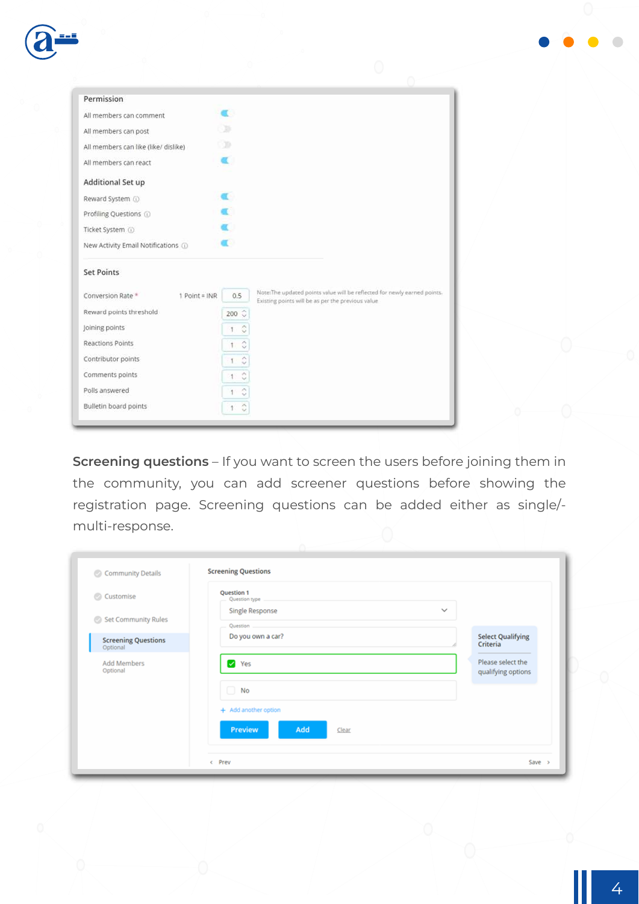Permission

All members can comment

All members can post

All members can like (like/ dislike)

All members can react

Additional Set up

Reward System

Profiling Questions

Ticket System

New Activity Email Notifications

Set Points

| | | |
|---|---|---|
| Conversion Rate * | 1 Point = INR 0.5 | Note:The updated points value will be reflected for newly earned points. Existing points will be as per the previous value |
| Reward points threshold | 200 | |
| Joining points | 1 | |
| Reactions Points | 1 | |
| Contributor points | 1 | |
| Comments points | 1 | |
| Polls answered | 1 | |
| Bulletin board points | 1 | |

**Screening questions** – If you want to screen the users before joining them in the community, you can add screener questions before showing the registration page. Screening questions can be added either as single/-multi-response.

Community Details

Customise

Set Community Rules

Screening Questions
Optional

Add Members
Optional

Screening Questions

Question 1

Question type: Single Response

Question: Do you own a car?

- [x] Yes
- [ ] No

+ Add another option

Select Qualifying Criteria

Please select the qualifying options

Preview | Add | Clear

‹ Prev | Save ›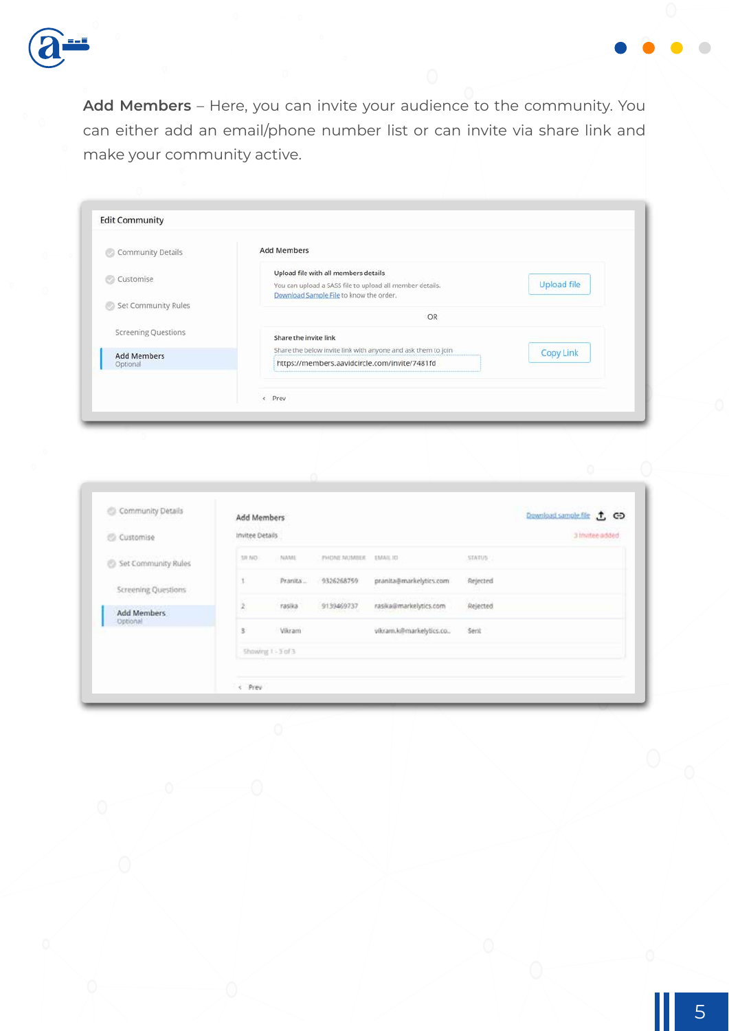**Add Members** – Here, you can invite your audience to the community. You can either add an email/phone number list or can invite via share link and make your community active.

Edit Community

- Community Details
- Customise
- Set Community Rules
- Screening Questions
- Add Members (Optional)

Add Members

Upload file with all members details

You can upload a SASS file to upload all member details. Download Sample File to know the order.

Upload file

OR

Share the invite link

Share the below invite link with anyone and ask them to join

https://members.aavidcircle.com/invite/7481fd

Copy Link

Prev

- Community Details
- Customise
- Set Community Rules
- Screening Questions
- Add Members (Optional)

Add Members

Download sample file

Invitee Details

3 invitee added

| SR NO | NAME | PHONE NUMBER | EMAIL ID | STATUS |
|---|---|---|---|---|
| 1 | Pranita.. | 9326268759 | pranita@markelytics.com | Rejected |
| 2 | rasika | 9139469737 | rasika@markelytics.com | Rejected |
| 3 | Vikram | | vikram.k@markelytics.co.. | Sent |

Showing 1 - 3 of 3

Prev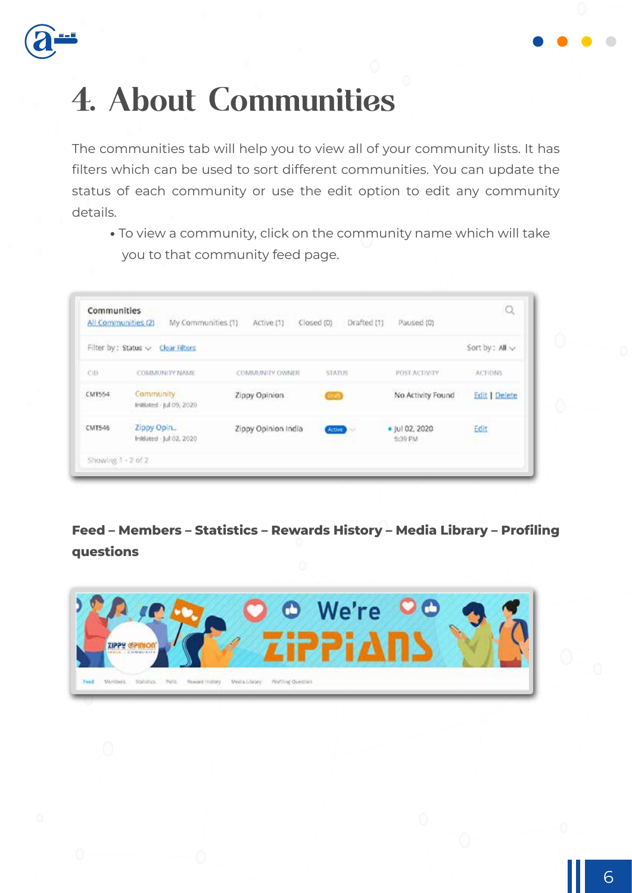# 4. About Communities

The communities tab will help you to view all of your community lists. It has filters which can be used to sort different communities. You can update the status of each community or use the edit option to edit any community details.

- To view a community, click on the community name which will take you to that community feed page.

**Feed – Members – Statistics – Rewards History – Media Library – Profiling questions**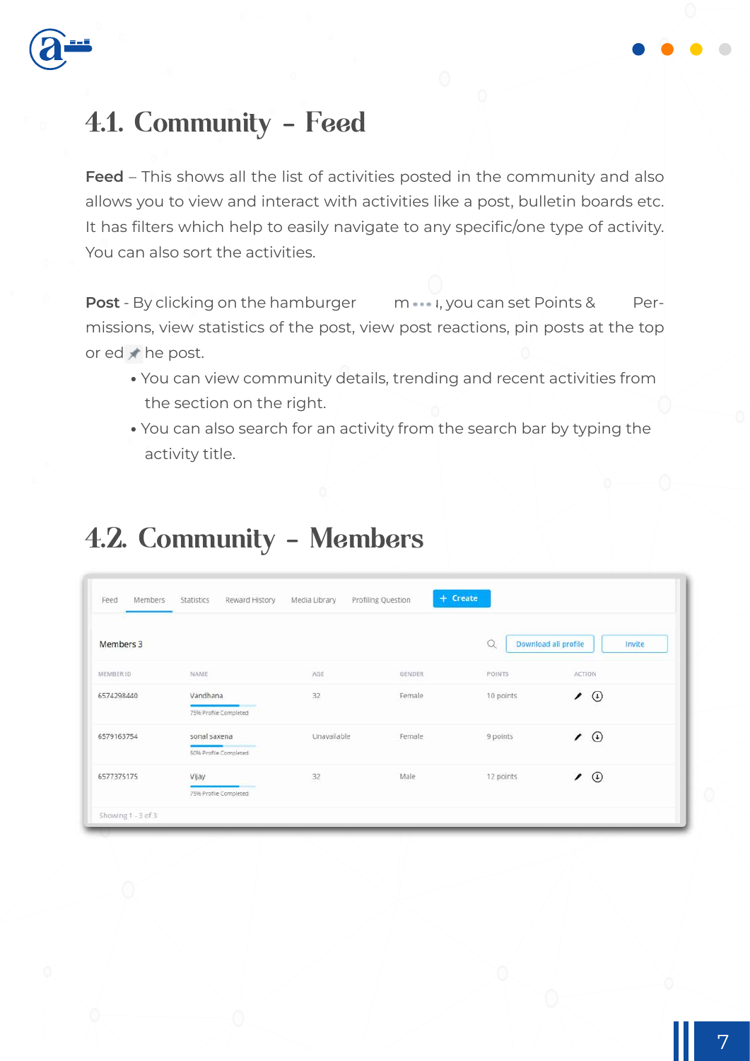# 4.1. Community - Feed

**Feed** – This shows all the list of activities posted in the community and also allows you to view and interact with activities like a post, bulletin boards etc. It has filters which help to easily navigate to any specific/one type of activity. You can also sort the activities.

**Post** - By clicking on the hamburger m ••• ı, you can set Points & Per- missions, view statistics of the post, view post reactions, pin posts at the top or ed he post.

- You can view community details, trending and recent activities from the section on the right.
- You can also search for an activity from the search bar by typing the activity title.

# 4.2. Community - Members

Feed | Members | Statistics | Reward History | Media Library | Profiling Question | + Create

Members 3 — Download all profile — Invite

| MEMBER ID | NAME | AGE | GENDER | POINTS | ACTION |
|---|---|---|---|---|---|
| 6574298440 | Vandhana<br>75% Profile Completed | 32 | Female | 10 points | |
| 6579163754 | sonal saxena<br>50% Profile Completed | Unavailable | Female | 9 points | |
| 6577375175 | Vijay<br>75% Profile Completed | 32 | Male | 12 points | |

Showing 1 - 3 of 3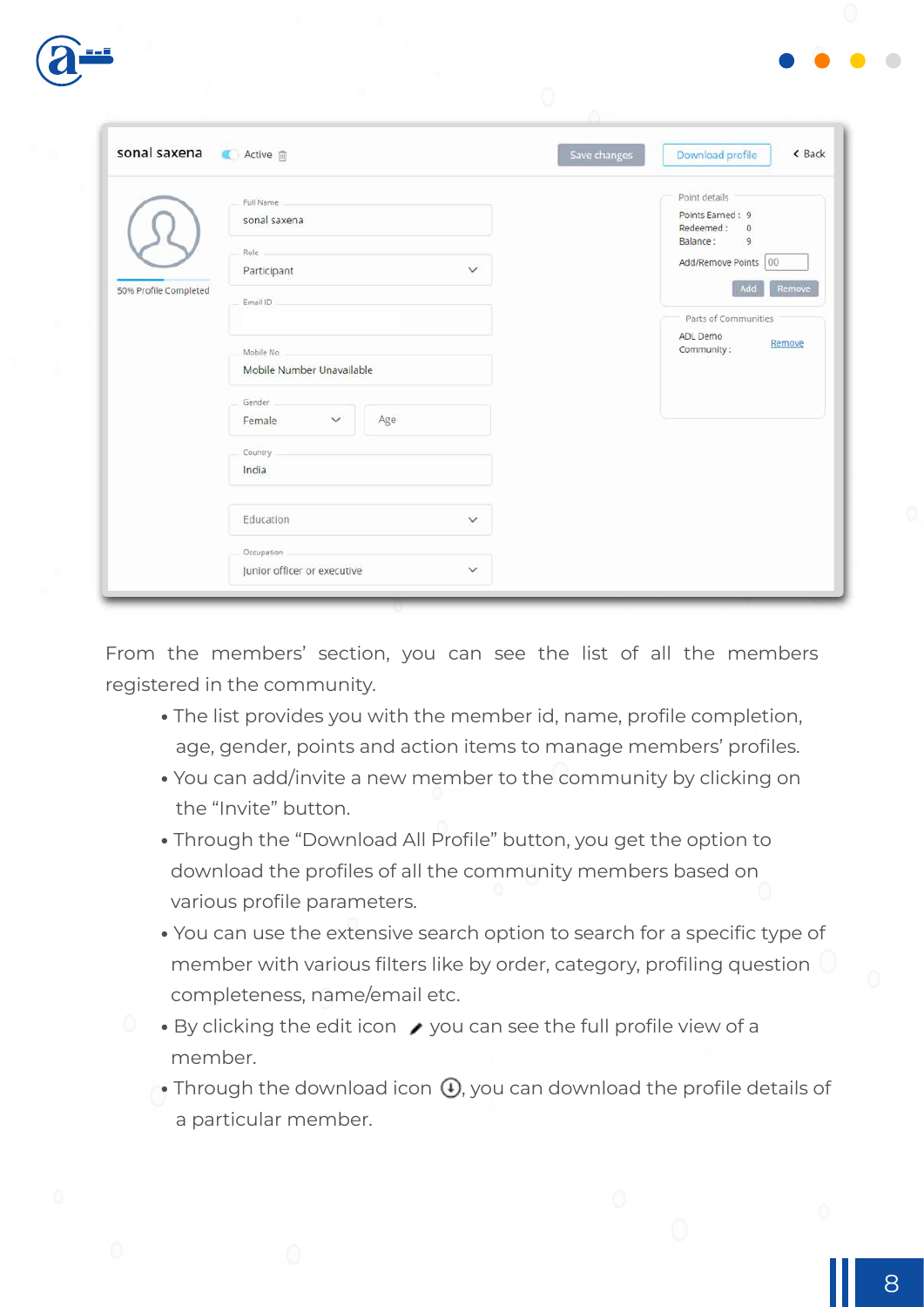From the members' section, you can see the list of all the members registered in the community.

- The list provides you with the member id, name, profile completion, age, gender, points and action items to manage members' profiles.
- You can add/invite a new member to the community by clicking on the "Invite" button.
- Through the "Download All Profile" button, you get the option to download the profiles of all the community members based on various profile parameters.
- You can use the extensive search option to search for a specific type of member with various filters like by order, category, profiling question completeness, name/email etc.
- By clicking the edit icon you can see the full profile view of a member.
- Through the download icon, you can download the profile details of a particular member.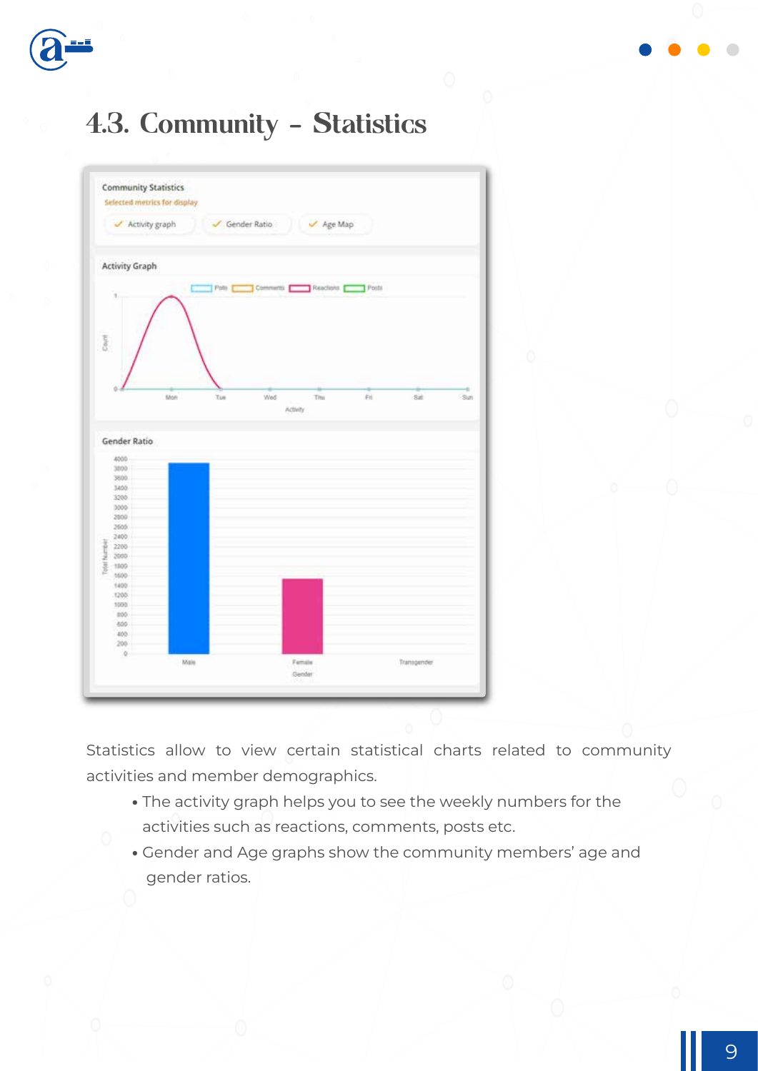# 4.3. Community - Statistics

Statistics allow to view certain statistical charts related to community activities and member demographics.

- The activity graph helps you to see the weekly numbers for the activities such as reactions, comments, posts etc.
- Gender and Age graphs show the community members' age and gender ratios.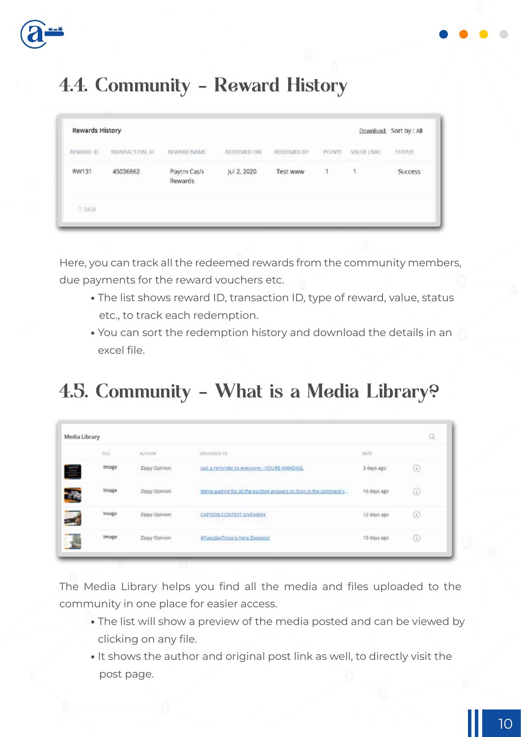## 4.4. Community - Reward History

| REWARD ID | TRANSACTION ID | REWARD NAME | REDEEMED ON | REDEEMED BY | POINTS | VALUE (INR) | STATUS |
|---|---|---|---|---|---|---|---|
| RW131 | 45036862 | Paytm Cash Rewards | Jul 2, 2020 | Test www | 1 | 1 | Success |

Here, you can track all the redeemed rewards from the community members, due payments for the reward vouchers etc.

- The list shows reward ID, transaction ID, type of reward, value, status etc., to track each redemption.
- You can sort the redemption history and download the details in an excel file.

## 4.5. Community - What is a Media Library?

| FILE | AUTHOR | UPLOADED TO | DATE |
|---|---|---|---|
| Image | Zippy Opinion | Just a reminder to everyone - YOU'RE AMAZING | 3 days ago |
| Image | Zippy Opinion | We're waiting for all the exciting answers to drop in the comment s... | 10 days ago |
| Image | Zippy Opinion | CAPTION CONTEST GIVEAWAY | 12 days ago |
| Image | Zippy Opinion | #TuesdayTrivia is here Zippians! | 13 days ago |

The Media Library helps you find all the media and files uploaded to the community in one place for easier access.

- The list will show a preview of the media posted and can be viewed by clicking on any file.
- It shows the author and original post link as well, to directly visit the post page.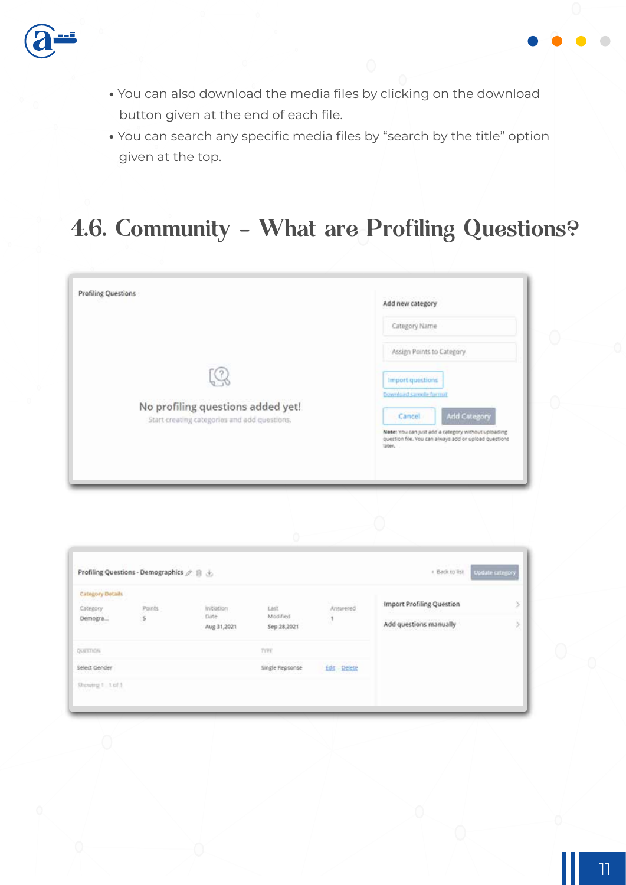- You can also download the media files by clicking on the download button given at the end of each file.
- You can search any specific media files by "search by the title" option given at the top.

## 4.6. Community - What are Profiling Questions?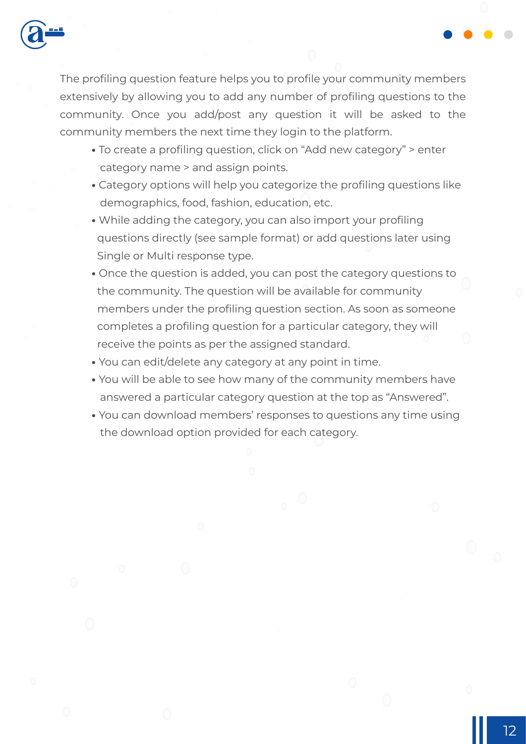The profiling question feature helps you to profile your community members extensively by allowing you to add any number of profiling questions to the community. Once you add/post any question it will be asked to the community members the next time they login to the platform.

- To create a profiling question, click on "Add new category" > enter category name > and assign points.
- Category options will help you categorize the profiling questions like demographics, food, fashion, education, etc.
- While adding the category, you can also import your profiling questions directly (see sample format) or add questions later using Single or Multi response type.
- Once the question is added, you can post the category questions to the community. The question will be available for community members under the profiling question section. As soon as someone completes a profiling question for a particular category, they will receive the points as per the assigned standard.
- You can edit/delete any category at any point in time.
- You will be able to see how many of the community members have answered a particular category question at the top as "Answered".
- You can download members' responses to questions any time using the download option provided for each category.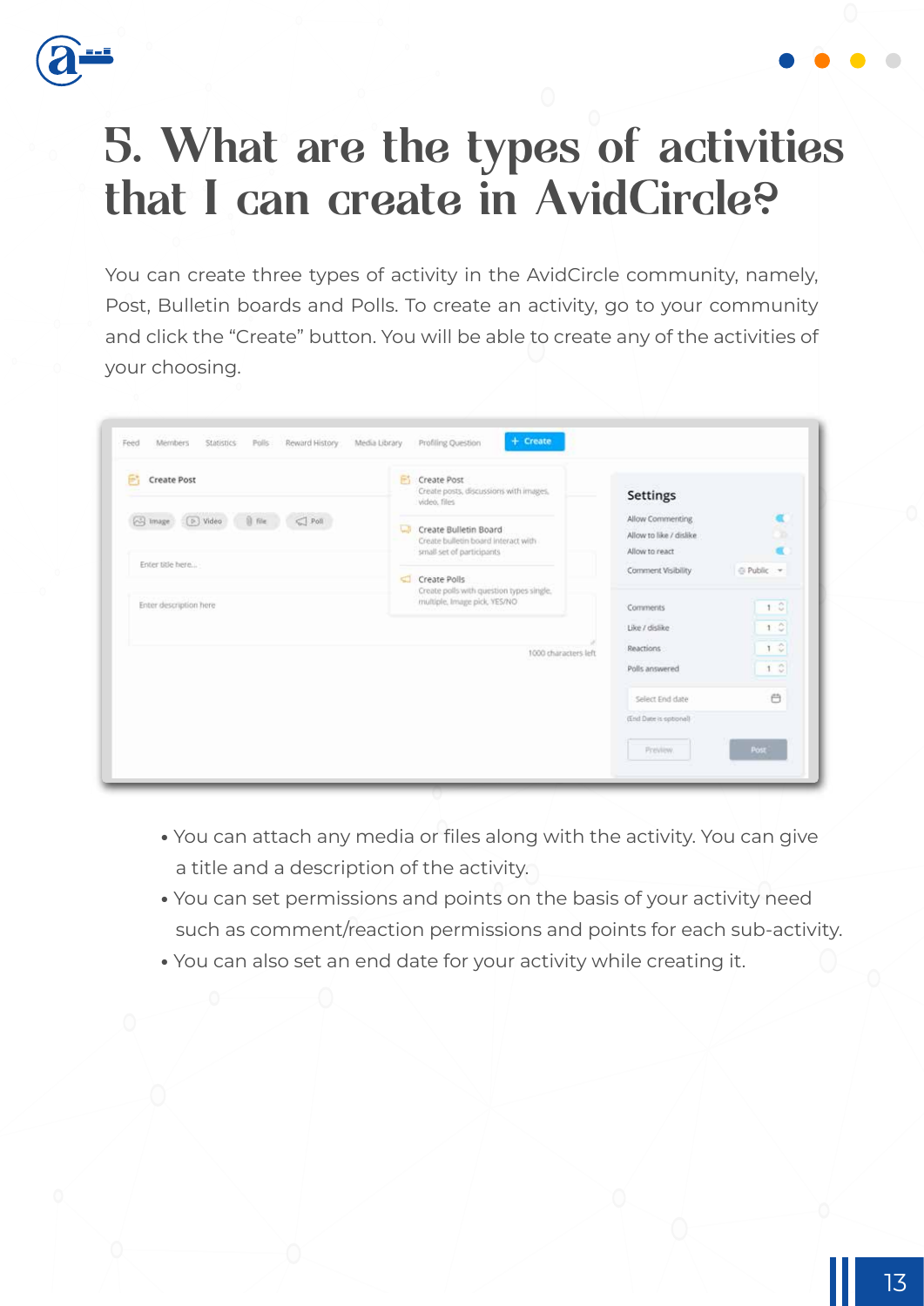# 5. What are the types of activities that I can create in AvidCircle?

You can create three types of activity in the AvidCircle community, namely, Post, Bulletin boards and Polls. To create an activity, go to your community and click the "Create" button. You will be able to create any of the activities of your choosing.

- You can attach any media or files along with the activity. You can give a title and a description of the activity.
- You can set permissions and points on the basis of your activity need such as comment/reaction permissions and points for each sub-activity.
- You can also set an end date for your activity while creating it.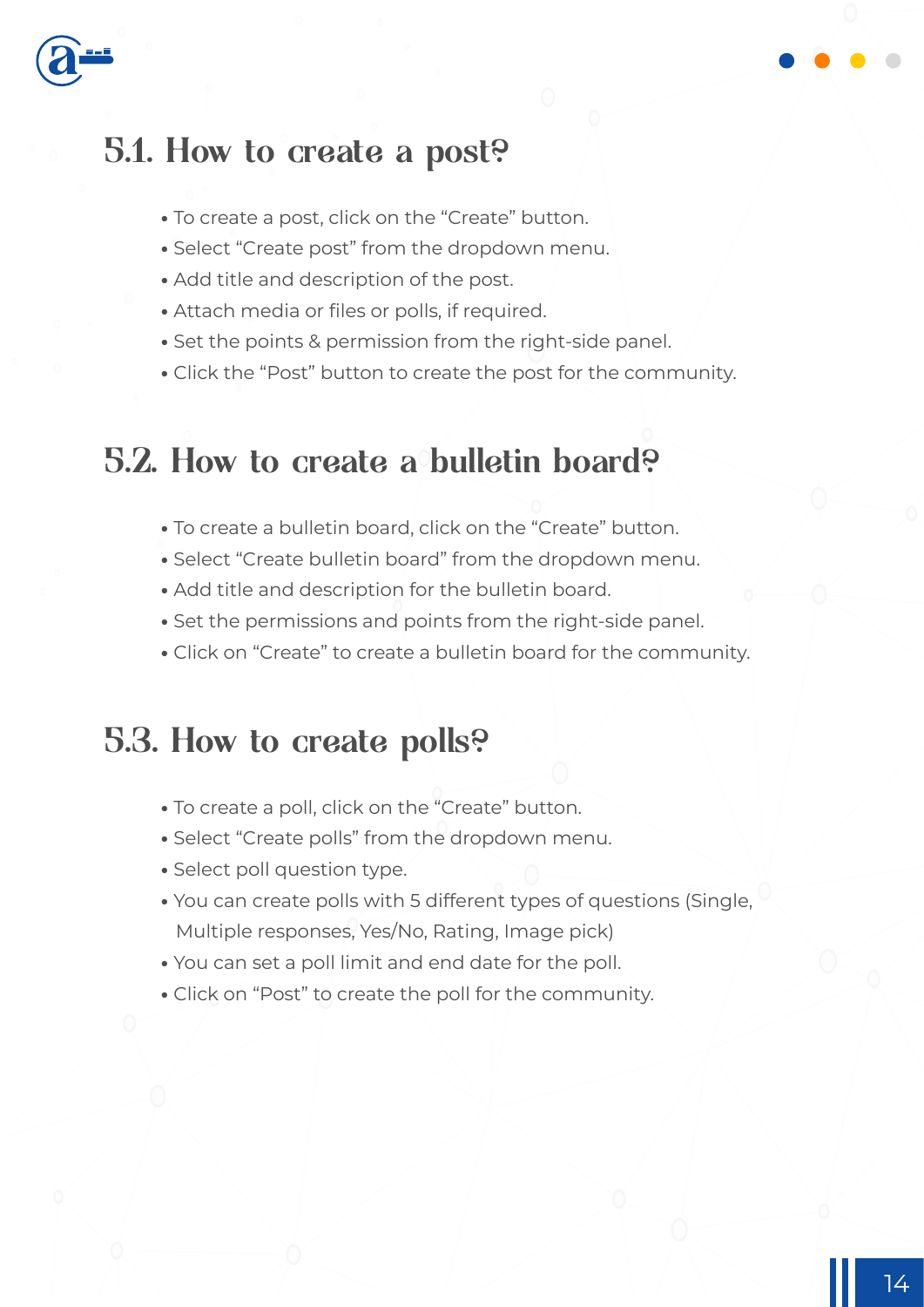## 5.1. How to create a post?

- To create a post, click on the “Create” button.
- Select “Create post” from the dropdown menu.
- Add title and description of the post.
- Attach media or files or polls, if required.
- Set the points & permission from the right-side panel.
- Click the “Post” button to create the post for the community.

## 5.2. How to create a bulletin board?

- To create a bulletin board, click on the “Create” button.
- Select “Create bulletin board” from the dropdown menu.
- Add title and description for the bulletin board.
- Set the permissions and points from the right-side panel.
- Click on “Create” to create a bulletin board for the community.

## 5.3. How to create polls?

- To create a poll, click on the “Create” button.
- Select “Create polls” from the dropdown menu.
- Select poll question type.
- You can create polls with 5 different types of questions (Single, Multiple responses, Yes/No, Rating, Image pick)
- You can set a poll limit and end date for the poll.
- Click on “Post” to create the poll for the community.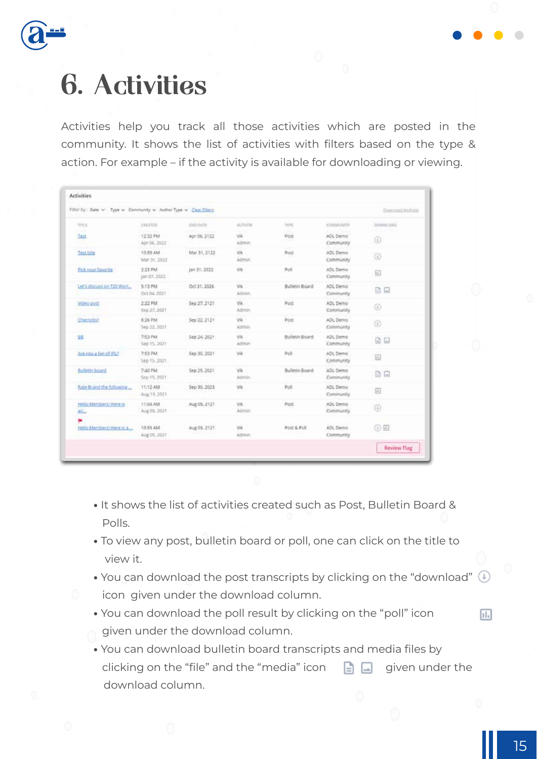# 6. Activities

Activities help you track all those activities which are posted in the community. It shows the list of activities with filters based on the type & action. For example – if the activity is available for downloading or viewing.

- It shows the list of activities created such as Post, Bulletin Board & Polls.
- To view any post, bulletin board or poll, one can click on the title to view it.
- You can download the post transcripts by clicking on the "download" icon given under the download column.
- You can download the poll result by clicking on the "poll" icon given under the download column.
- You can download bulletin board transcripts and media files by clicking on the "file" and the "media" icon given under the download column.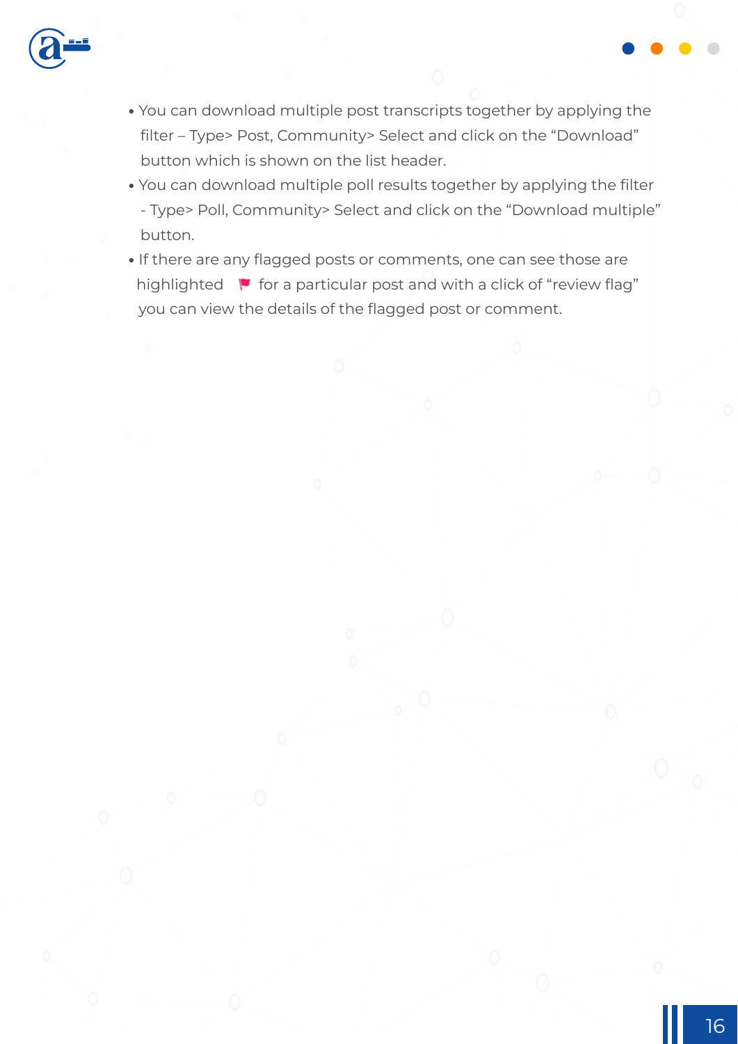- You can download multiple post transcripts together by applying the filter – Type> Post, Community> Select and click on the “Download” button which is shown on the list header.
- You can download multiple poll results together by applying the filter - Type> Poll, Community> Select and click on the “Download multiple” button.
- If there are any flagged posts or comments, one can see those are highlighted 🚩 for a particular post and with a click of “review flag” you can view the details of the flagged post or comment.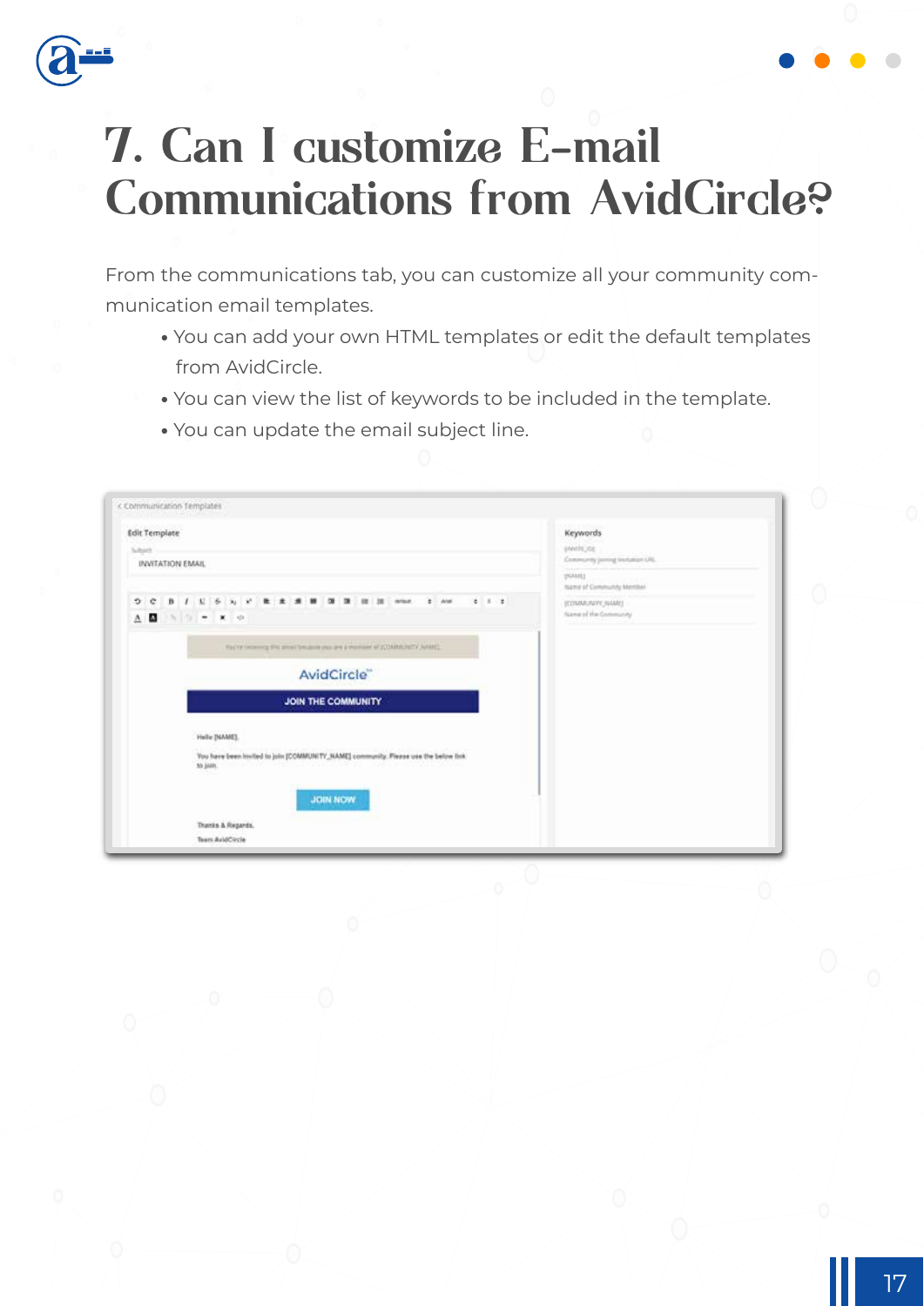# 7. Can I customize E-mail Communications from AvidCircle?

From the communications tab, you can customize all your community communication email templates.

- You can add your own HTML templates or edit the default templates from AvidCircle.
- You can view the list of keywords to be included in the template.
- You can update the email subject line.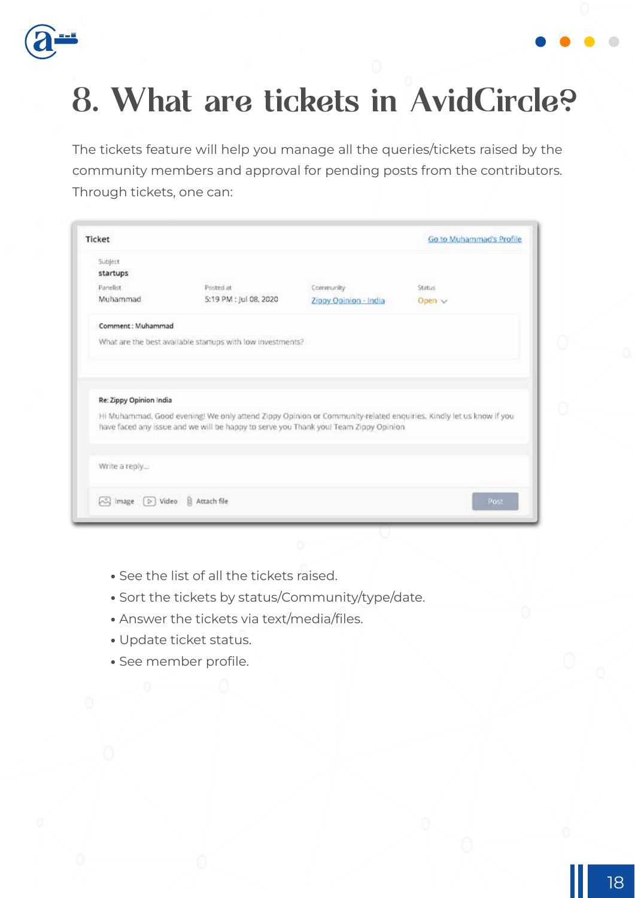# 8. What are tickets in AvidCircle?

The tickets feature will help you manage all the queries/tickets raised by the community members and approval for pending posts from the contributors. Through tickets, one can:

- See the list of all the tickets raised.
- Sort the tickets by status/Community/type/date.
- Answer the tickets via text/media/files.
- Update ticket status.
- See member profile.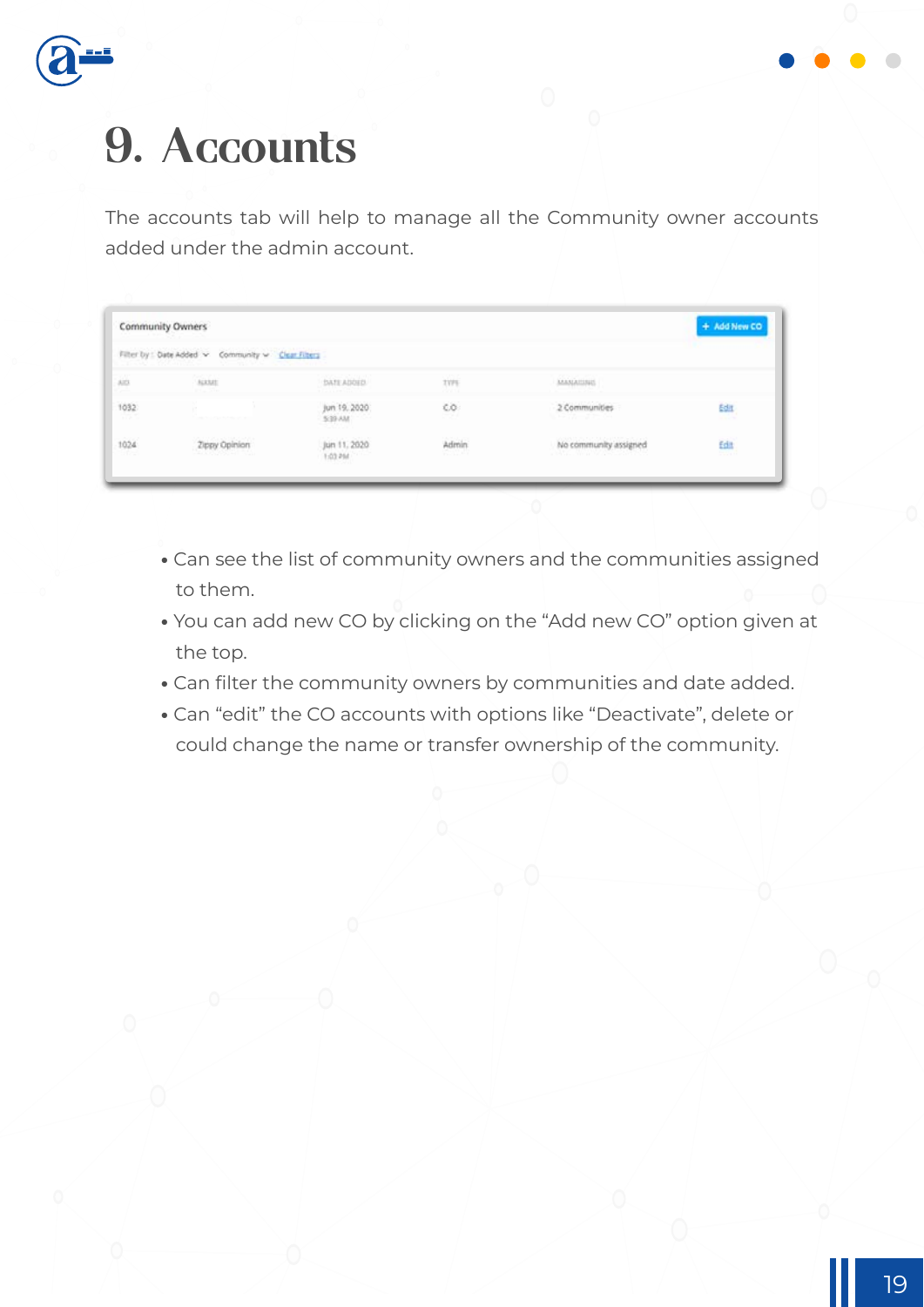# 9. Accounts

The accounts tab will help to manage all the Community owner accounts added under the admin account.

**Community Owners** | **+ Add New CO**

Filter by : Date Added ⌄ Community ⌄ Clear Filters

| AID | NAME | DATE ADDED | TYPE | MANAGING | |
|---|---|---|---|---|---|
| 1032 | | Jun 19, 2020 5:39 AM | CO | 2 Communities | Edit |
| 1024 | Zippy Opinion | Jun 11, 2020 1:03 PM | Admin | No community assigned | Edit |

- Can see the list of community owners and the communities assigned to them.
- You can add new CO by clicking on the "Add new CO" option given at the top.
- Can filter the community owners by communities and date added.
- Can "edit" the CO accounts with options like "Deactivate", delete or could change the name or transfer ownership of the community.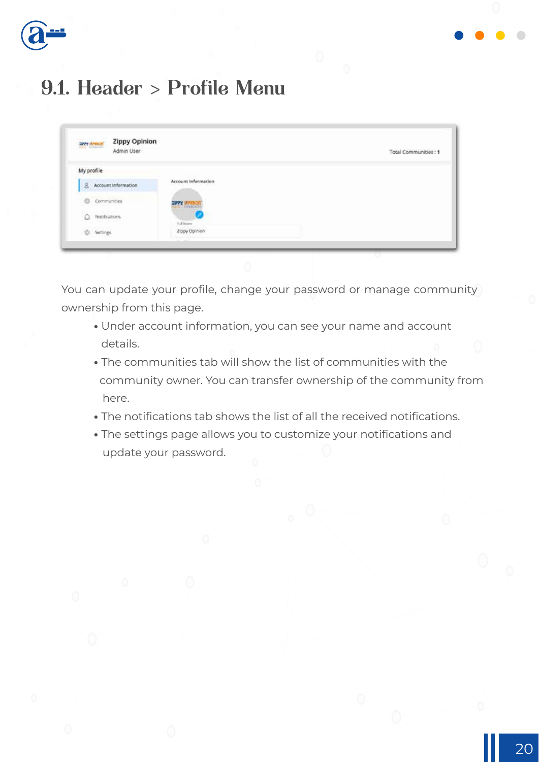# 9.1. Header > Profile Menu

You can update your profile, change your password or manage community ownership from this page.

- Under account information, you can see your name and account details.
- The communities tab will show the list of communities with the community owner. You can transfer ownership of the community from here.
- The notifications tab shows the list of all the received notifications.
- The settings page allows you to customize your notifications and update your password.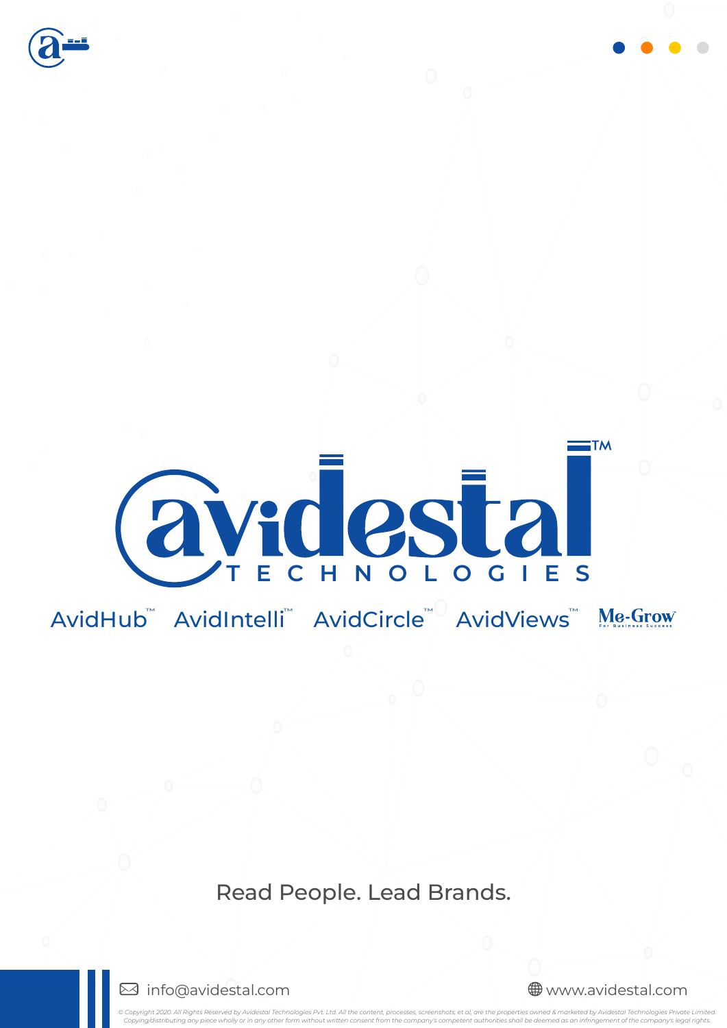avidestal™
TECHNOLOGIES

AvidHub™ AvidIntelli™ AvidCircle™ AvidViews™ Me-Grow™ For Business Success

Read People. Lead Brands.

info@avidestal.com

www.avidestal.com

*© Copyright 2020. All Rights Reserved by Avidestal Technologies Pvt. Ltd. All the content, processes, screenshots, et al, are the properties owned & marketed by Avidestal Technologies Private Limited. Copying/distributing any piece wholly or in any other form without written consent from the company's competent authorities shall be deemed as an infringement of the company's legal rights.*